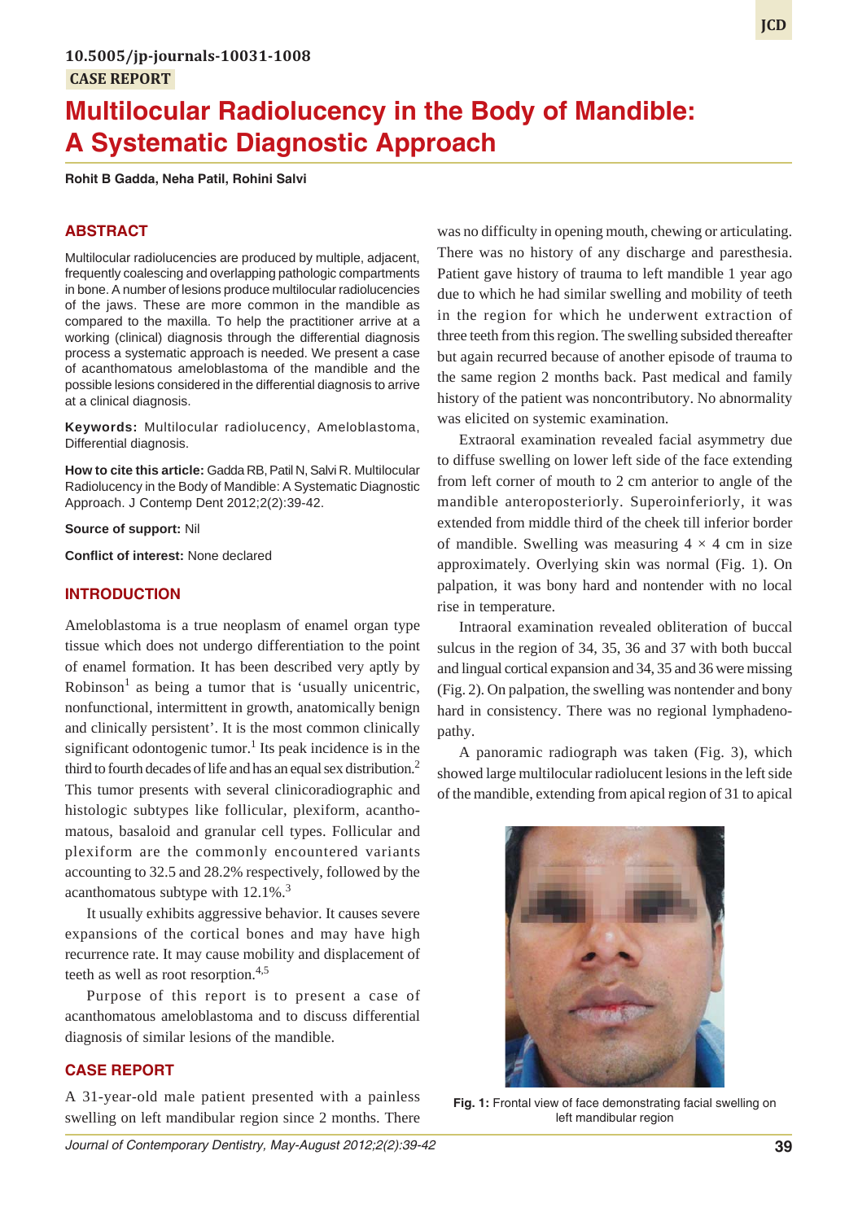10.5005/jp-journals-10031-1008

CASE REPORT

# Multilocular Radiolucency in the Body of Mandible: A Systematic Diagnostic Approach

**Rohit B Gadda, Neha Patil, Rohini Salvi**

## ABSTRACT

Multilocular radiolucencies are produced by multiple, adjacent, frequently coalescing and overlapping pathologic compartments in bone. A number of lesions produce multilocular radiolucencies of the jaws. These are more common in the mandible as compared to the maxilla. To help the practitioner arrive at a working (clinical) diagnosis through the differential diagnosis process a systematic approach is needed. We present a case of acanthomatous ameloblastoma of the mandible and the possible lesions considered in the differential diagnosis to arrive at a clinical diagnosis.

**Keywords:** Multilocular radiolucency, Ameloblastoma, Differential diagnosis.

**How to cite this article:** Gadda RB, Patil N, Salvi R. Multilocular Radiolucency in the Body of Mandible: A Systematic Diagnostic Approach. J Contemp Dent 2012;2(2):39-42.

**Source of support:** Nil

**Conflict of interest:** None declared

## INTRODUCTION

Ameloblastoma is a true neoplasm of enamel organ type tissue which does not undergo differentiation to the point of enamel formation. It has been described very aptly by Robinson[1] as being a tumor that is 'usually unicentric, nonfunctional, intermittent in growth, anatomically benign and clinically persistent'. It is the most common clinically significant odontogenic tumor.[1] Its peak incidence is in the third to fourth decades of life and has an equal sex distribution.[2] This tumor presents with several clinicoradiographic and histologic subtypes like follicular, plexiform, acanthomatous, basaloid and granular cell types. Follicular and plexiform are the commonly encountered variants accounting to 32.5 and 28.2% respectively, followed by the acanthomatous subtype with 12.1%.[3]

It usually exhibits aggressive behavior. It causes severe expansions of the cortical bones and may have high recurrence rate. It may cause mobility and displacement of teeth as well as root resorption.[4,5]

Purpose of this report is to present a case of acanthomatous ameloblastoma and to discuss differential diagnosis of similar lesions of the mandible.

## CASE REPORT

A 31-year-old male patient presented with a painless swelling on left mandibular region since 2 months. There was no difficulty in opening mouth, chewing or articulating. There was no history of any discharge and paresthesia. Patient gave history of trauma to left mandible 1 year ago due to which he had similar swelling and mobility of teeth in the region for which he underwent extraction of three teeth from this region. The swelling subsided thereafter but again recurred because of another episode of trauma to the same region 2 months back. Past medical and family history of the patient was noncontributory. No abnormality was elicited on systemic examination.

Extraoral examination revealed facial asymmetry due to diffuse swelling on lower left side of the face extending from left corner of mouth to 2 cm anterior to angle of the mandible anteroposteriorly. Superoinferiorly, it was extended from middle third of the cheek till inferior border of mandible. Swelling was measuring 4 × 4 cm in size approximately. Overlying skin was normal (Fig. 1). On palpation, it was bony hard and nontender with no local rise in temperature.

Intraoral examination revealed obliteration of buccal sulcus in the region of 34, 35, 36 and 37 with both buccal and lingual cortical expansion and 34, 35 and 36 were missing (Fig. 2). On palpation, the swelling was nontender and bony hard in consistency. There was no regional lymphadenopathy.

A panoramic radiograph was taken (Fig. 3), which showed large multilocular radiolucent lesions in the left side of the mandible, extending from apical region of 31 to apical

**Fig. 1:** Frontal view of face demonstrating facial swelling on left mandibular region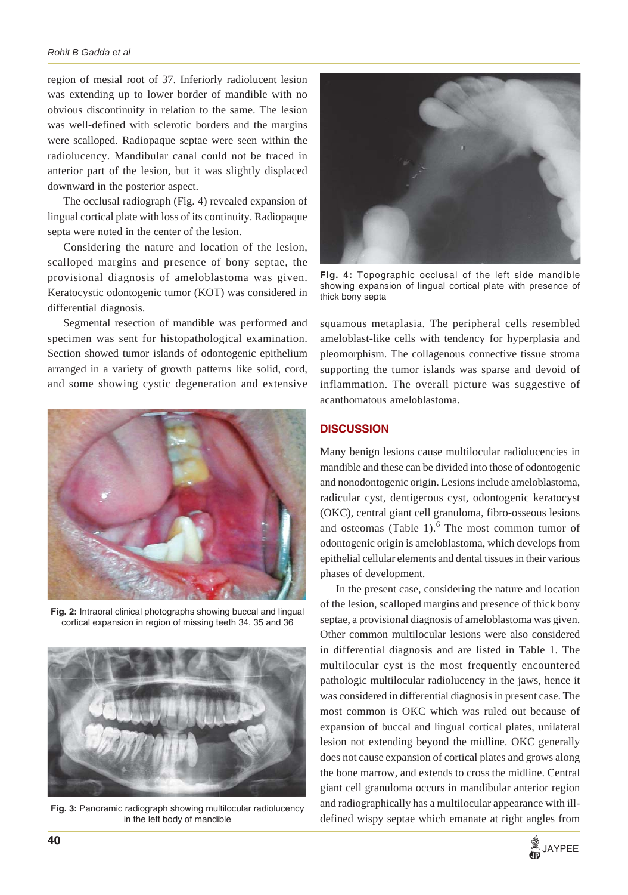region of mesial root of 37. Inferiorly radiolucent lesion was extending up to lower border of mandible with no obvious discontinuity in relation to the same. The lesion was well-defined with sclerotic borders and the margins were scalloped. Radiopaque septae were seen within the radiolucency. Mandibular canal could not be traced in anterior part of the lesion, but it was slightly displaced downward in the posterior aspect.

The occlusal radiograph (Fig. 4) revealed expansion of lingual cortical plate with loss of its continuity. Radiopaque septa were noted in the center of the lesion.

Considering the nature and location of the lesion, scalloped margins and presence of bony septae, the provisional diagnosis of ameloblastoma was given. Keratocystic odontogenic tumor (KOT) was considered in differential diagnosis.

Segmental resection of mandible was performed and specimen was sent for histopathological examination. Section showed tumor islands of odontogenic epithelium arranged in a variety of growth patterns like solid, cord, and some showing cystic degeneration and extensive squamous metaplasia. The peripheral cells resembled ameloblast-like cells with tendency for hyperplasia and pleomorphism. The collagenous connective tissue stroma supporting the tumor islands was sparse and devoid of inflammation. The overall picture was suggestive of acanthomatous ameloblastoma.

**Fig. 2:** Intraoral clinical photographs showing buccal and lingual cortical expansion in region of missing teeth 34, 35 and 36

**Fig. 3:** Panoramic radiograph showing multilocular radiolucency in the left body of mandible

**Fig. 4:** Topographic occlusal of the left side mandible showing expansion of lingual cortical plate with presence of thick bony septa

## DISCUSSION

Many benign lesions cause multilocular radiolucencies in mandible and these can be divided into those of odontogenic and nonodontogenic origin. Lesions include ameloblastoma, radicular cyst, dentigerous cyst, odontogenic keratocyst (OKC), central giant cell granuloma, fibro-osseous lesions and osteomas (Table 1).[6] The most common tumor of odontogenic origin is ameloblastoma, which develops from epithelial cellular elements and dental tissues in their various phases of development.

In the present case, considering the nature and location of the lesion, scalloped margins and presence of thick bony septae, a provisional diagnosis of ameloblastoma was given. Other common multilocular lesions were also considered in differential diagnosis and are listed in Table 1. The multilocular cyst is the most frequently encountered pathologic multilocular radiolucency in the jaws, hence it was considered in differential diagnosis in present case. The most common is OKC which was ruled out because of expansion of buccal and lingual cortical plates, unilateral lesion not extending beyond the midline. OKC generally does not cause expansion of cortical plates and grows along the bone marrow, and extends to cross the midline. Central giant cell granuloma occurs in mandibular anterior region and radiographically has a multilocular appearance with ill-defined wispy septae which emanate at right angles from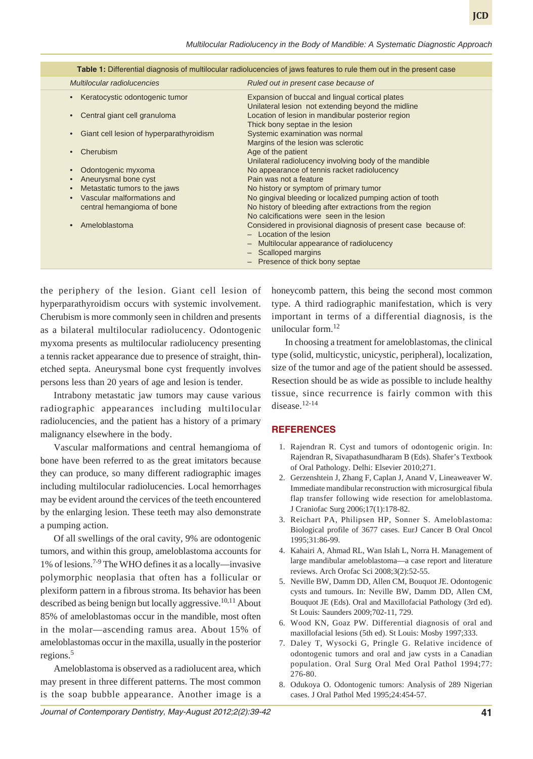**Table 1:** Differential diagnosis of multilocular radiolucencies of jaws features to rule them out in the present case

| *Multilocular radiolucencies* | *Ruled out in present case because of* |
|---|---|
| • Keratocystic odontogenic tumor | Expansion of buccal and lingual cortical plates<br>Unilateral lesion not extending beyond the midline |
| • Central giant cell granuloma | Location of lesion in mandibular posterior region<br>Thick bony septae in the lesion |
| • Giant cell lesion of hyperparathyroidism | Systemic examination was normal<br>Margins of the lesion was sclerotic |
| • Cherubism | Age of the patient<br>Unilateral radiolucency involving body of the mandible |
| • Odontogenic myxoma | No appearance of tennis racket radiolucency |
| • Aneurysmal bone cyst | Pain was not a feature |
| • Metastatic tumors to the jaws | No history or symptom of primary tumor |
| • Vascular malformations and central hemangioma of bone | No gingival bleeding or localized pumping action of tooth<br>No history of bleeding after extractions from the region<br>No calcifications were seen in the lesion |
| • Ameloblastoma | Considered in provisional diagnosis of present case because of:<br>– Location of the lesion<br>– Multilocular appearance of radiolucency<br>– Scalloped margins<br>– Presence of thick bony septae |

the periphery of the lesion. Giant cell lesion of hyperparathyroidism occurs with systemic involvement. Cherubism is more commonly seen in children and presents as a bilateral multilocular radiolucency. Odontogenic myxoma presents as multilocular radiolucency presenting a tennis racket appearance due to presence of straight, thin-etched septa. Aneurysmal bone cyst frequently involves persons less than 20 years of age and lesion is tender.

Intrabony metastatic jaw tumors may cause various radiographic appearances including multilocular radiolucencies, and the patient has a history of a primary malignancy elsewhere in the body.

Vascular malformations and central hemangioma of bone have been referred to as the great imitators because they can produce, so many different radiographic images including multilocular radiolucencies. Local hemorrhages may be evident around the cervices of the teeth encountered by the enlarging lesion. These teeth may also demonstrate a pumping action.

Of all swellings of the oral cavity, 9% are odontogenic tumors, and within this group, ameloblastoma accounts for 1% of lesions.[7-9] The WHO defines it as a locally—invasive polymorphic neoplasia that often has a follicular or plexiform pattern in a fibrous stroma. Its behavior has been described as being benign but locally aggressive.[10,11] About 85% of ameloblastomas occur in the mandible, most often in the molar—ascending ramus area. About 15% of ameloblastomas occur in the maxilla, usually in the posterior regions.[5]

Ameloblastoma is observed as a radiolucent area, which may present in three different patterns. The most common is the soap bubble appearance. Another image is a honeycomb pattern, this being the second most common type. A third radiographic manifestation, which is very important in terms of a differential diagnosis, is the unilocular form.[12]

In choosing a treatment for ameloblastomas, the clinical type (solid, multicystic, unicystic, peripheral), localization, size of the tumor and age of the patient should be assessed. Resection should be as wide as possible to include healthy tissue, since recurrence is fairly common with this disease.[12-14]

## REFERENCES

1. Rajendran R. Cyst and tumors of odontogenic origin. In: Rajendran R, Sivapathasundharam B (Eds). Shafer's Textbook of Oral Pathology. Delhi: Elsevier 2010;271.
2. Gerzenshtein J, Zhang F, Caplan J, Anand V, Lineaweaver W. Immediate mandibular reconstruction with microsurgical fibula flap transfer following wide resection for ameloblastoma. J Craniofac Surg 2006;17(1):178-82.
3. Reichart PA, Philipsen HP, Sonner S. Ameloblastoma: Biological profile of 3677 cases. EurJ Cancer B Oral Oncol 1995;31:86-99.
4. Kahairi A, Ahmad RL, Wan Islah L, Norra H. Management of large mandibular ameloblastoma—a case report and literature reviews. Arch Orofac Sci 2008;3(2):52-55.
5. Neville BW, Damm DD, Allen CM, Bouquot JE. Odontogenic cysts and tumours. In: Neville BW, Damm DD, Allen CM, Bouquot JE (Eds). Oral and Maxillofacial Pathology (3rd ed). St Louis: Saunders 2009;702-11, 729.
6. Wood KN, Goaz PW. Differential diagnosis of oral and maxillofacial lesions (5th ed). St Louis: Mosby 1997;333.
7. Daley T, Wysocki G, Pringle G. Relative incidence of odontogenic tumors and oral and jaw cysts in a Canadian population. Oral Surg Oral Med Oral Pathol 1994;77: 276-80.
8. Odukoya O. Odontogenic tumors: Analysis of 289 Nigerian cases. J Oral Pathol Med 1995;24:454-57.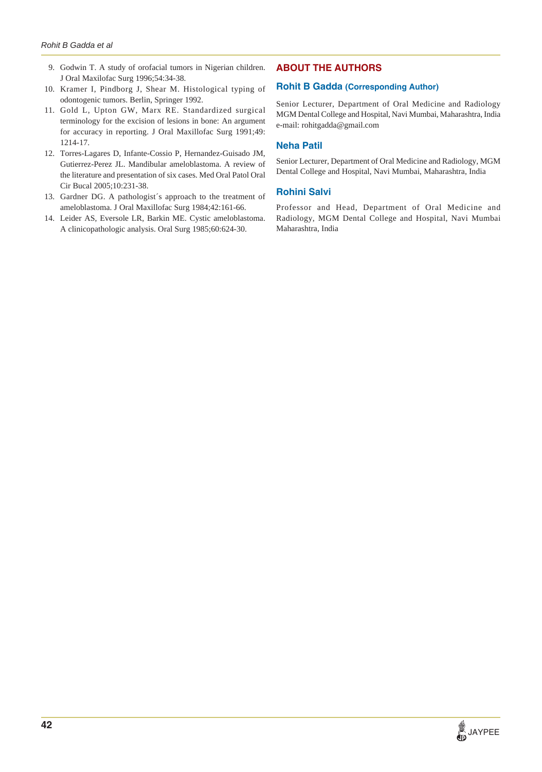9. Godwin T. A study of orofacial tumors in Nigerian children. J Oral Maxilofac Surg 1996;54:34-38.
10. Kramer I, Pindborg J, Shear M. Histological typing of odontogenic tumors. Berlin, Springer 1992.
11. Gold L, Upton GW, Marx RE. Standardized surgical terminology for the excision of lesions in bone: An argument for accuracy in reporting. J Oral Maxillofac Surg 1991;49: 1214-17.
12. Torres-Lagares D, Infante-Cossio P, Hernandez-Guisado JM, Gutierrez-Perez JL. Mandibular ameloblastoma. A review of the literature and presentation of six cases. Med Oral Patol Oral Cir Bucal 2005;10:231-38.
13. Gardner DG. A pathologist´s approach to the treatment of ameloblastoma. J Oral Maxillofac Surg 1984;42:161-66.
14. Leider AS, Eversole LR, Barkin ME. Cystic ameloblastoma. A clinicopathologic analysis. Oral Surg 1985;60:624-30.

## ABOUT THE AUTHORS

### Rohit B Gadda (Corresponding Author)

Senior Lecturer, Department of Oral Medicine and Radiology MGM Dental College and Hospital, Navi Mumbai, Maharashtra, India e-mail: rohitgadda@gmail.com

### Neha Patil

Senior Lecturer, Department of Oral Medicine and Radiology, MGM Dental College and Hospital, Navi Mumbai, Maharashtra, India

### Rohini Salvi

Professor and Head, Department of Oral Medicine and Radiology, MGM Dental College and Hospital, Navi Mumbai Maharashtra, India